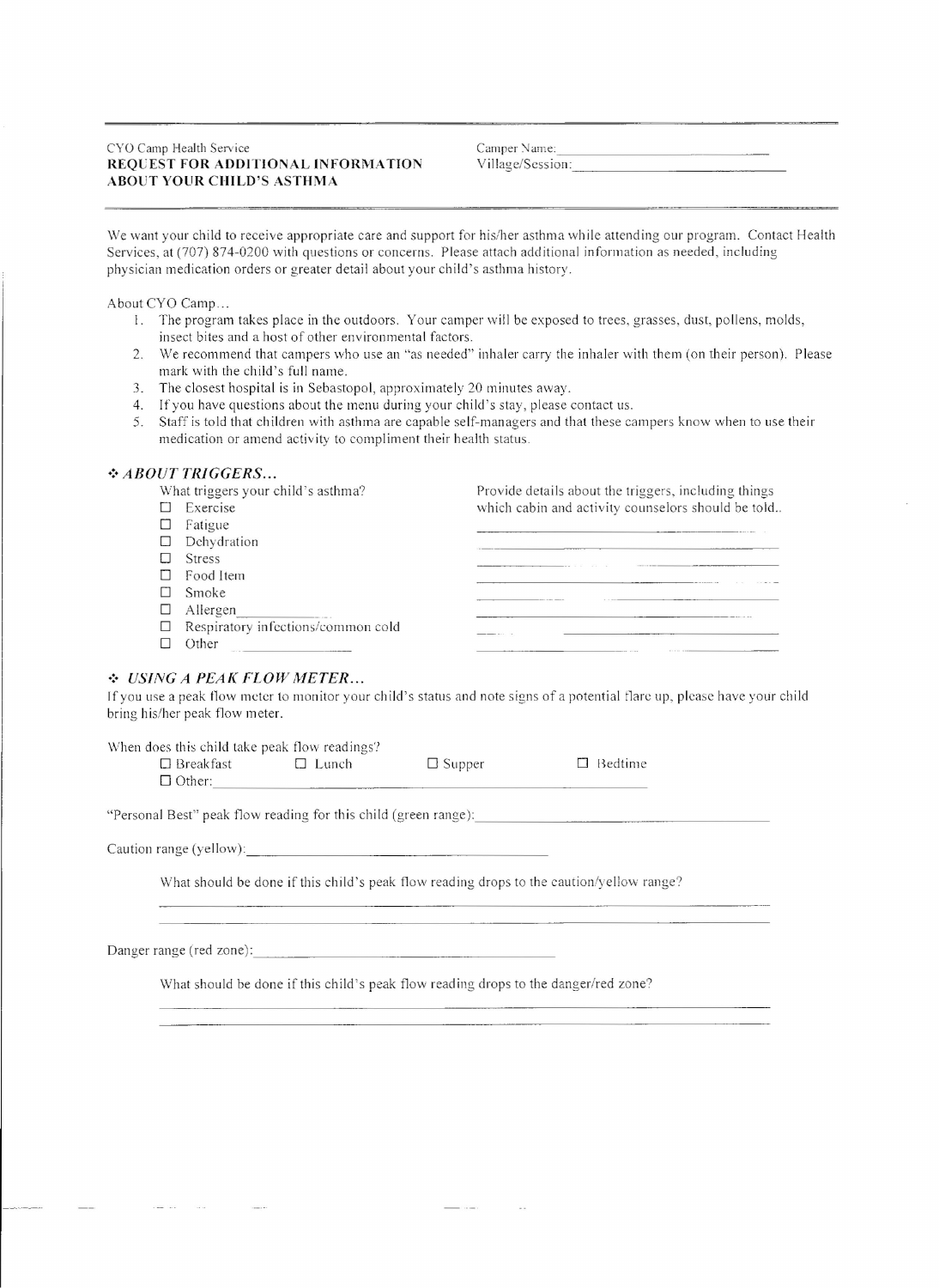CYO Camp Health Service
**REQUEST FOR ADDITIONAL INFORMATION ABOUT YOUR CHILD'S ASTHMA**

Camper Name: ______________________________

Village/Session: ______________________________

We want your child to receive appropriate care and support for his/her asthma while attending our program. Contact Health Services, at (707) 874-0200 with questions or concerns. Please attach additional information as needed, including physician medication orders or greater detail about your child's asthma history.

About CYO Camp…

1. The program takes place in the outdoors. Your camper will be exposed to trees, grasses, dust, pollens, molds, insect bites and a host of other environmental factors.
2. We recommend that campers who use an "as needed" inhaler carry the inhaler with them (on their person). Please mark with the child's full name.
3. The closest hospital is in Sebastopol, approximately 20 minutes away.
4. If you have questions about the menu during your child's stay, please contact us.
5. Staff is told that children with asthma are capable self-managers and that these campers know when to use their medication or amend activity to compliment their health status.

## ❖ *ABOUT TRIGGERS…*

What triggers your child's asthma?

- ☐ Exercise
- ☐ Fatigue
- ☐ Dehydration
- ☐ Stress
- ☐ Food Item
- ☐ Smoke
- ☐ Allergen ____________
- ☐ Respiratory infections/common cold
- ☐ Other ____________

Provide details about the triggers, including things which cabin and activity counselors should be told..

______________________________________________

______________________________________________

______________________________________________

______________________________________________

______________________________________________

______________________________________________

______________________________________________

## ❖ *USING A PEAK FLOW METER…*

If you use a peak flow meter to monitor your child's status and note signs of a potential flare up, please have your child bring his/her peak flow meter.

When does this child take peak flow readings?

☐ Breakfast ☐ Lunch ☐ Supper ☐ Bedtime

☐ Other: ______________________________________________

"Personal Best" peak flow reading for this child (green range): ______________________________

Caution range (yellow): ______________________________

What should be done if this child's peak flow reading drops to the caution/yellow range?

______________________________________________

______________________________________________

Danger range (red zone): ______________________________

What should be done if this child's peak flow reading drops to the danger/red zone?

______________________________________________

______________________________________________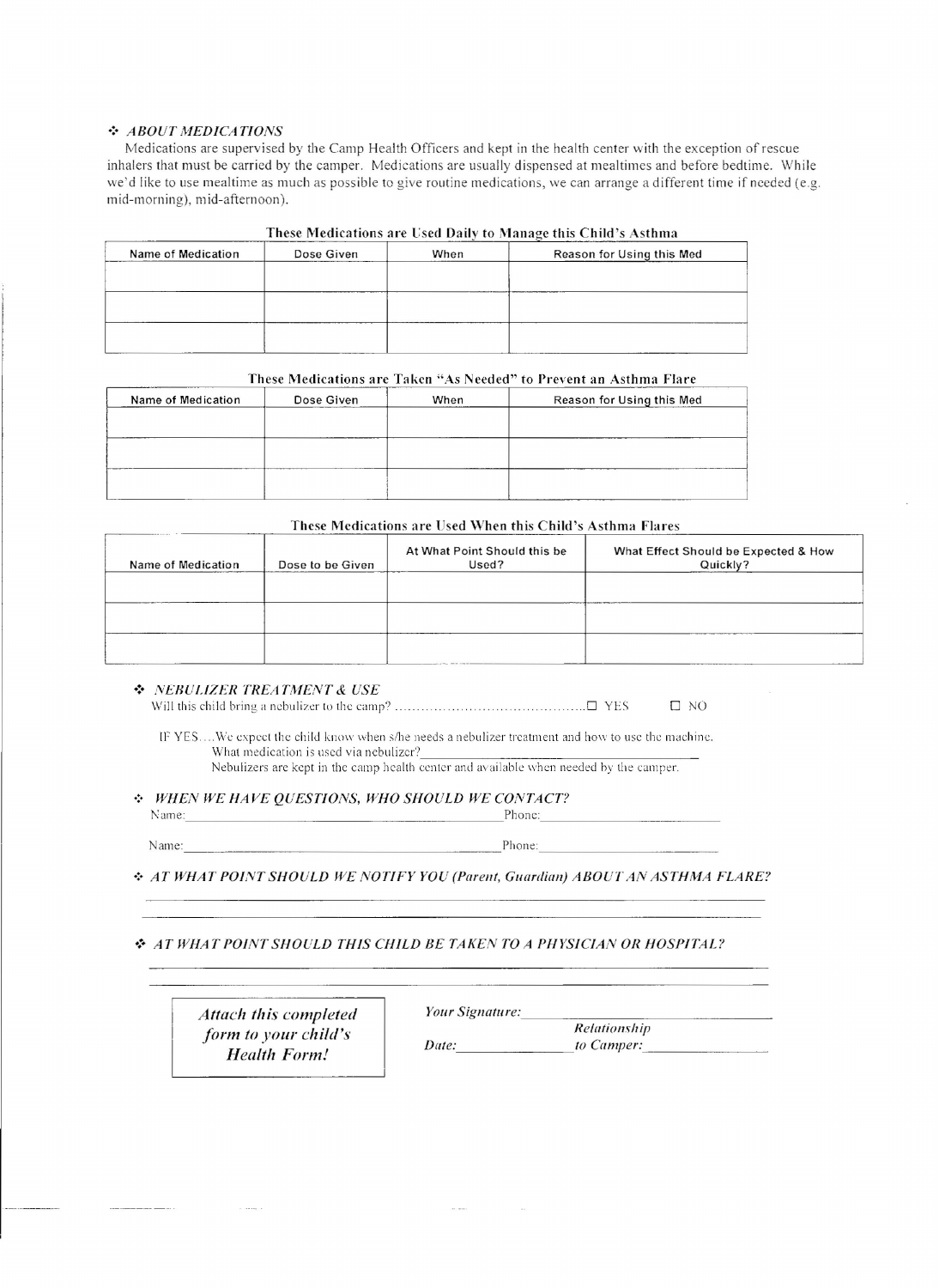### ❖ *ABOUT MEDICATIONS*

Medications are supervised by the Camp Health Officers and kept in the health center with the exception of rescue inhalers that must be carried by the camper. Medications are usually dispensed at mealtimes and before bedtime. While we'd like to use mealtime as much as possible to give routine medications, we can arrange a different time if needed (e.g. mid-morning), mid-afternoon).

**These Medications are Used Daily to Manage this Child's Asthma**

| Name of Medication | Dose Given | When | Reason for Using this Med |
|---|---|---|---|
| | | | |
| | | | |
| | | | |

**These Medications are Taken "As Needed" to Prevent an Asthma Flare**

| Name of Medication | Dose Given | When | Reason for Using this Med |
|---|---|---|---|
| | | | |
| | | | |
| | | | |

**These Medications are Used When this Child's Asthma Flares**

| Name of Medication | Dose to be Given | At What Point Should this be Used? | What Effect Should be Expected & How Quickly? |
|---|---|---|---|
| | | | |
| | | | |
| | | | |

### ❖ *NEBULIZER TREATMENT & USE*

Will this child bring a nebulizer to the camp? ........................................... ☐ YES ☐ NO

IF YES....We expect the child know when s/he needs a nebulizer treatment and how to use the machine.
What medication is used via nebulizer? ____________________
Nebulizers are kept in the camp health center and available when needed by the camper.

### ❖ *WHEN WE HAVE QUESTIONS, WHO SHOULD WE CONTACT?*

Name: ____________________ Phone: ____________________

Name: ____________________ Phone: ____________________

### ❖ *AT WHAT POINT SHOULD WE NOTIFY YOU (Parent, Guardian) ABOUT AN ASTHMA FLARE?*

____________________

____________________

### ❖ *AT WHAT POINT SHOULD THIS CHILD BE TAKEN TO A PHYSICIAN OR HOSPITAL?*

____________________

____________________

***Attach this completed form to your child's Health Form!***

*Your Signature:* ____________________

*Date:* ____________ *Relationship to Camper:* ____________